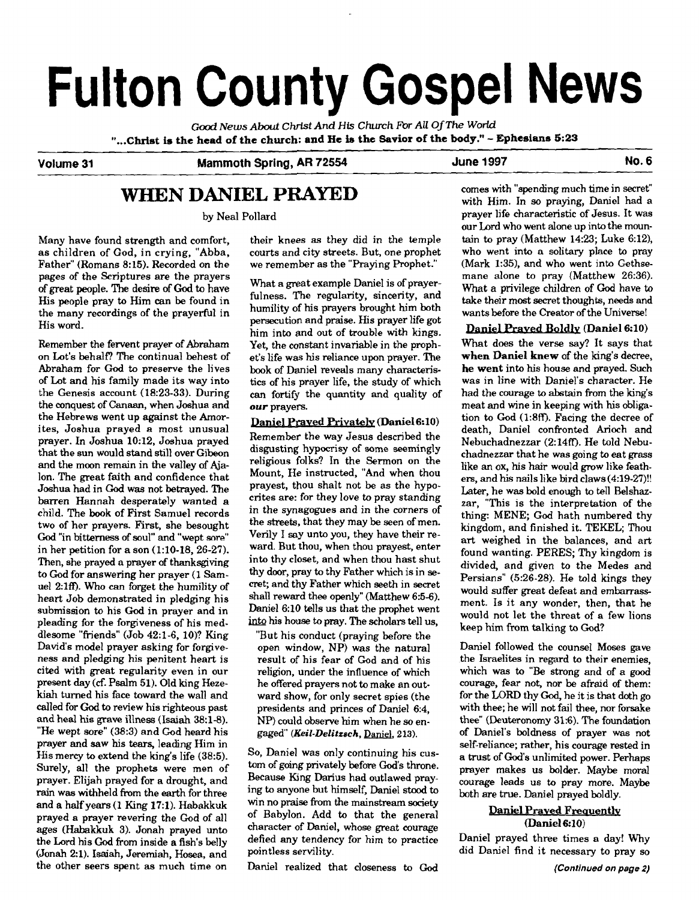# Fulton County Gospel News

*Good News About Christ And His Church For All Of The World*

**"...Christ is the head of the church: and He is the Savior of the body." - Ephesians 5:23**

**Volume 31** **Mammoth Spring, AR 72554** **June 1997** **No. 6**

## WHEN DANIEL PRAYED

by Neal Pollard

Many have found strength and comfort, as children of God, in crying, "Abba, Father" (Romans 8:15). Recorded on the pages of the Scriptures are the prayers of great people. The desire of God to have His people pray to Him can be found in the many recordings of the prayerful in His word.

Remember the fervent prayer of Abraham on Lot's behalf? The continual behest of Abraham for God to preserve the lives of Lot and his family made its way into the Genesis account (18:23-33). During the conquest of Canaan, when Joshua and the Hebrews went up against the Amorites, Joshua prayed a most unusual prayer. In Joshua 10:12, Joshua prayed that the sun would stand still over Gibeon and the moon remain in the valley of Ajalon. The great faith and confidence that Joshua had in God was not betrayed. The barren Hannah desperately wanted a child. The book of First Samuel records two of her prayers. First, she besought God "in bitterness of soul" and "wept sore" in her petition for a son (1:10-18, 26-27). Then, she prayed a prayer of thanksgiving to God for answering her prayer (1 Samuel 2:1ff). Who can forget the humility of heart Job demonstrated in pledging his submission to his God in prayer and in pleading for the forgiveness of his meddlesome "friends" (Job 42:1-6, 10)? King David's model prayer asking for forgiveness and pledging his penitent heart is cited with great regularity even in our present day (cf. Psalm 51). Old king Hezekiah turned his face toward the wall and called for God to review his righteous past and heal his grave illness (Isaiah 38:1-8). "He wept sore" (38:3) and God heard his prayer and saw his tears, leading Him in His mercy to extend the king's life (38:5). Surely, all the prophets were men of prayer. Elijah prayed for a drought, and rain was withheld from the earth for three and a half years (1 King 17:1). Habakkuk prayed a prayer revering the God of all ages (Habakkuk 3). Jonah prayed unto the Lord his God from inside a fish's belly (Jonah 2:1). Isaiah, Jeremiah, Hosea, and the other seers spent as much time on their knees as they did in the temple courts and city streets. But, one prophet we remember as the "Praying Prophet."

What a great example Daniel is of prayerfulness. The regularity, sincerity, and humility of his prayers brought him both persecution and praise. His prayer life got him into and out of trouble with kings. Yet, the constant invariable in the prophet's life was his reliance upon prayer. The book of Daniel reveals many characteristics of his prayer life, the study of which can fortify the quantity and quality of ***our*** prayers.

**Daniel Prayed Privately (Daniel 6:10)**

Remember the way Jesus described the disgusting hypocrisy of some seemingly religious folks? In the Sermon on the Mount, He instructed, "And when thou prayest, thou shalt not be as the hypocrites are: for they love to pray standing in the synagogues and in the corners of the streets, that they may be seen of men. Verily I say unto you, they have their reward. But thou, when thou prayest, enter into thy closet, and when thou hast shut thy door, pray to thy Father which is in secret; and thy Father which seeth in secret shall reward thee openly" (Matthew 6:5-6). Daniel 6:10 tells us that the prophet went into his house to pray. The scholars tell us,

> "But his conduct (praying before the open window, NP) was the natural result of his fear of God and of his religion, under the influence of which he offered prayers not to make an outward show, for only secret spies (the presidents and princes of Daniel 6:4, NP) could observe him when he so engaged" (***Keil-Delitzsch***, Daniel, 213).

So, Daniel was only continuing his custom of going privately before God's throne. Because King Darius had outlawed praying to anyone but himself, Daniel stood to win no praise from the mainstream society of Babylon. Add to that the general character of Daniel, whose great courage defied any tendency for him to practice pointless servility.

Daniel realized that closeness to God comes with "spending much time in secret" with Him. In so praying, Daniel had a prayer life characteristic of Jesus. It was our Lord who went alone up into the mountain to pray (Matthew 14:23; Luke 6:12), who went into a solitary place to pray (Mark 1:35), and who went into Gethsemane alone to pray (Matthew 26:36). What a privilege children of God have to take their most secret thoughts, needs and wants before the Creator of the Universe!

**Daniel Prayed Boldly (Daniel 6:10)**

What does the verse say? It says that **when Daniel knew** of the king's decree, **he went** into his house and prayed. Such was in line with Daniel's character. He had the courage to abstain from the king's meat and wine in keeping with his obligation to God (1:8ff). Facing the decree of death, Daniel confronted Arioch and Nebuchadnezzar (2:14ff). He told Nebuchadnezzar that he was going to eat grass like an ox, his hair would grow like feathers, and his nails like bird claws (4:19-27)!! Later, he was bold enough to tell Belshazzar, "This is the interpretation of the thing: MENE; God hath numbered thy kingdom, and finished it. TEKEL; Thou art weighed in the balances, and art found wanting. PERES; Thy kingdom is divided, and given to the Medes and Persians" (5:26-28). He told kings they would suffer great defeat and embarrassment. Is it any wonder, then, that he would not let the threat of a few lions keep him from talking to God?

Daniel followed the counsel Moses gave the Israelites in regard to their enemies, which was to "Be strong and of a good courage, fear not, nor be afraid of them: for the LORD thy God, he it is that doth go with thee; he will not fail thee, nor forsake thee" (Deuteronomy 31:6). The foundation of Daniel's boldness of prayer was not self-reliance; rather, his courage rested in a trust of God's unlimited power. Perhaps prayer makes us bolder. Maybe moral courage leads us to pray more. Maybe both are true. Daniel prayed boldly.

**Daniel Prayed Frequently (Daniel 6:10)**

Daniel prayed three times a day! Why did Daniel find it necessary to pray so

*(Continued on page 2)*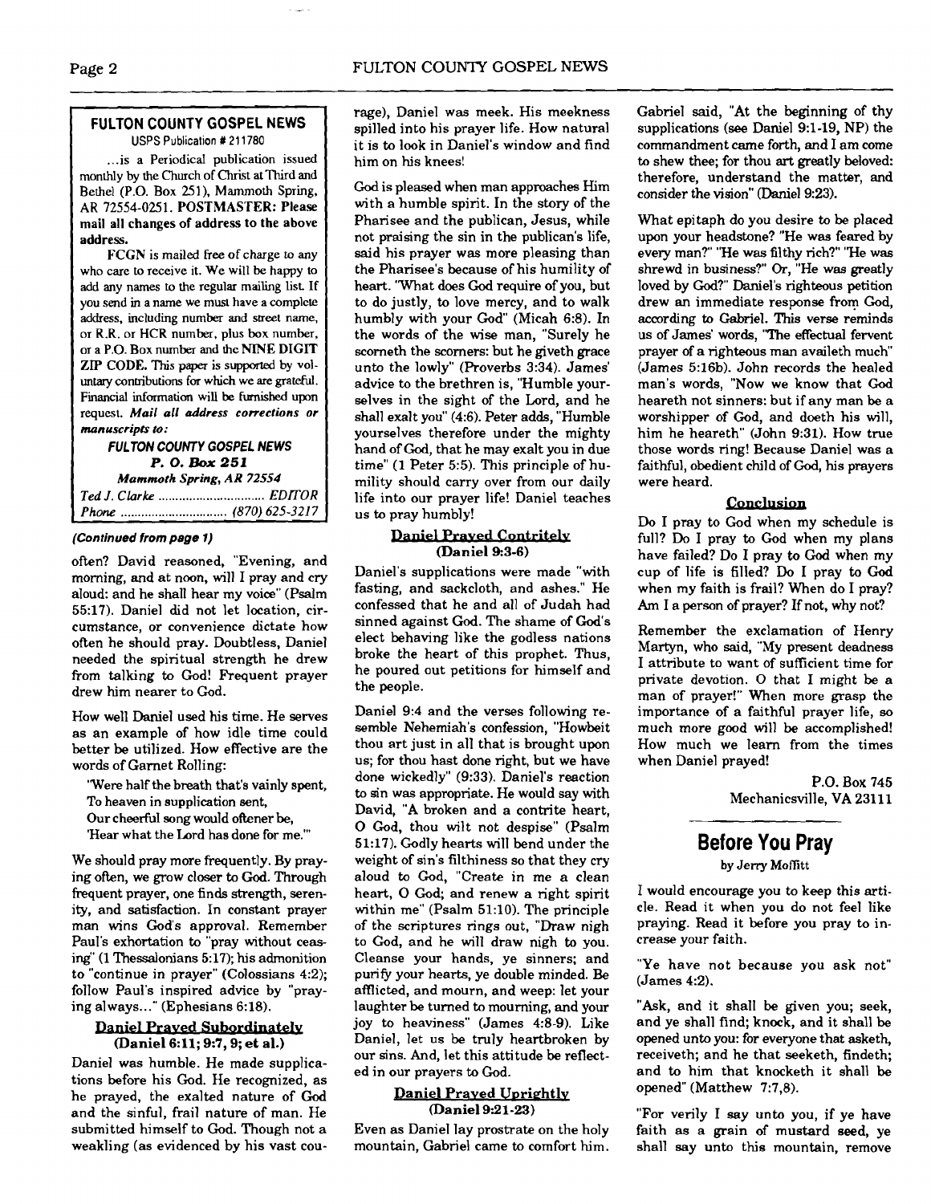## FULTON COUNTY GOSPEL NEWS

USPS Publication # 211780

...is a Periodical publication issued monthly by the Church of Christ at Third and Bethel (P.O. Box 251), Mammoth Spring, AR 72554-0251. **POSTMASTER: Please mail all changes of address to the above address.**

FCGN is mailed free of charge to any who care to receive it. We will be happy to add any names to the regular mailing list. If you send in a name we must have a complete address, including number and street name, or R.R. or HCR number, plus box number, or a P.O. Box number and the **NINE DIGIT ZIP CODE.** This paper is supported by voluntary contributions for which we are grateful. Financial information will be furnished upon request. ***Mail all address corrections or manuscripts to:***

***FULTON COUNTY GOSPEL NEWS***
***P. O. Box 251***
***Mammoth Spring, AR 72554***

*Ted J. Clarke .............................. EDITOR*
*Phone .............................. (870) 625-3217*

***(Continued from page 1)***

often? David reasoned, "Evening, and morning, and at noon, will I pray and cry aloud: and he shall hear my voice" (Psalm 55:17). Daniel did not let location, circumstance, or convenience dictate how often he should pray. Doubtless, Daniel needed the spiritual strength he drew from talking to God! Frequent prayer drew him nearer to God.

How well Daniel used his time. He serves as an example of how idle time could better be utilized. How effective are the words of Garnet Rolling:

> "Were half the breath that's vainly spent,
> To heaven in supplication sent,
> Our cheerful song would oftener be,
> 'Hear what the Lord has done for me.'"

We should pray more frequently. By praying often, we grow closer to God. Through frequent prayer, one finds strength, serenity, and satisfaction. In constant prayer man wins God's approval. Remember Paul's exhortation to "pray without ceasing" (1 Thessalonians 5:17); his admonition to "continue in prayer" (Colossians 4:2); follow Paul's inspired advice by "praying always..." (Ephesians 6:18).

### Daniel Prayed Subordinately
**(Daniel 6:11; 9:7, 9; et al.)**

Daniel was humble. He made supplications before his God. He recognized, as he prayed, the exalted nature of God and the sinful, frail nature of man. He submitted himself to God. Though not a weakling (as evidenced by his vast courage), Daniel was meek. His meekness spilled into his prayer life. How natural it is to look in Daniel's window and find him on his knees!

God is pleased when man approaches Him with a humble spirit. In the story of the Pharisee and the publican, Jesus, while not praising the sin in the publican's life, said his prayer was more pleasing than the Pharisee's because of his humility of heart. "What does God require of you, but to do justly, to love mercy, and to walk humbly with your God" (Micah 6:8). In the words of the wise man, "Surely he scorneth the scorners: but he giveth grace unto the lowly" (Proverbs 3:34). James' advice to the brethren is, "Humble yourselves in the sight of the Lord, and he shall exalt you" (4:6). Peter adds, "Humble yourselves therefore under the mighty hand of God, that he may exalt you in due time" (1 Peter 5:5). This principle of humility should carry over from our daily life into our prayer life! Daniel teaches us to pray humbly!

### Daniel Prayed Contritely
**(Daniel 9:3-6)**

Daniel's supplications were made "with fasting, and sackcloth, and ashes." He confessed that he and all of Judah had sinned against God. The shame of God's elect behaving like the godless nations broke the heart of this prophet. Thus, he poured out petitions for himself and the people.

Daniel 9:4 and the verses following resemble Nehemiah's confession, "Howbeit thou art just in all that is brought upon us; for thou hast done right, but we have done wickedly" (9:33). Daniel's reaction to sin was appropriate. He would say with David, "A broken and a contrite heart, O God, thou wilt not despise" (Psalm 51:17). Godly hearts will bend under the weight of sin's filthiness so that they cry aloud to God, "Create in me a clean heart, O God; and renew a right spirit within me" (Psalm 51:10). The principle of the scriptures rings out, "Draw nigh to God, and he will draw nigh to you. Cleanse your hands, ye sinners; and purify your hearts, ye double minded. Be afflicted, and mourn, and weep: let your laughter be turned to mourning, and your joy to heaviness" (James 4:8-9). Like Daniel, let us be truly heartbroken by our sins. And, let this attitude be reflected in our prayers to God.

### Daniel Prayed Uprightly
**(Daniel 9:21-23)**

Even as Daniel lay prostrate on the holy mountain, Gabriel came to comfort him. Gabriel said, "At the beginning of thy supplications (see Daniel 9:1-19, NP) the commandment came forth, and I am come to shew thee; for thou art greatly beloved: therefore, understand the matter, and consider the vision" (Daniel 9:23).

What epitaph do you desire to be placed upon your headstone? "He was feared by every man?" "He was filthy rich?" "He was shrewd in business?" Or, "He was greatly loved by God?" Daniel's righteous petition drew an immediate response from God, according to Gabriel. This verse reminds us of James' words, "The effectual fervent prayer of a righteous man availeth much" (James 5:16b). John records the healed man's words, "Now we know that God heareth not sinners: but if any man be a worshipper of God, and doeth his will, him he heareth" (John 9:31). How true those words ring! Because Daniel was a faithful, obedient child of God, his prayers were heard.

### Conclusion

Do I pray to God when my schedule is full? Do I pray to God when my plans have failed? Do I pray to God when my cup of life is filled? Do I pray to God when my faith is frail? When do I pray? Am I a person of prayer? If not, why not?

Remember the exclamation of Henry Martyn, who said, "My present deadness I attribute to want of sufficient time for private devotion. O that I might be a man of prayer!" When more grasp the importance of a faithful prayer life, so much more good will be accomplished! How much we learn from the times when Daniel prayed!

P.O. Box 745
Mechanicsville, VA 23111

## Before You Pray

by Jerry Moffitt

I would encourage you to keep this article. Read it when you do not feel like praying. Read it before you pray to increase your faith.

"Ye have not because you ask not" (James 4:2).

"Ask, and it shall be given you; seek, and ye shall find; knock, and it shall be opened unto you: for everyone that asketh, receiveth; and he that seeketh, findeth; and to him that knocketh it shall be opened" (Matthew 7:7,8).

"For verily I say unto you, if ye have faith as a grain of mustard seed, ye shall say unto this mountain, remove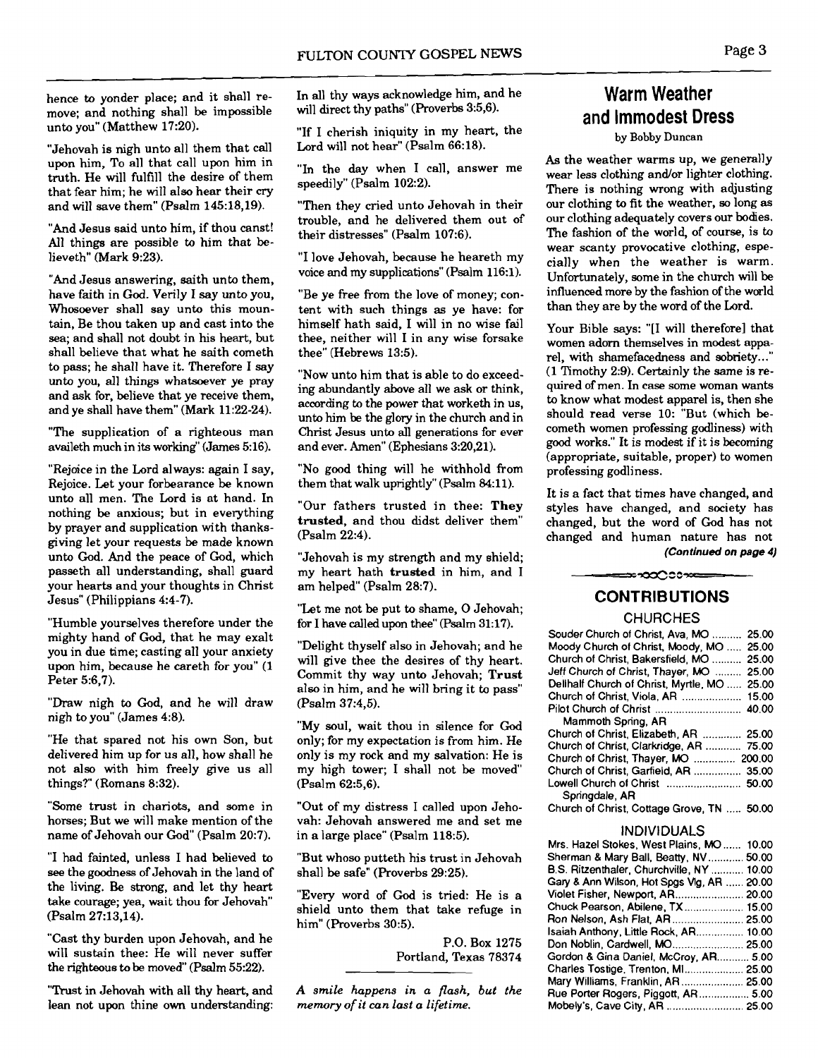hence to yonder place; and it shall remove; and nothing shall be impossible unto you" (Matthew 17:20).

"Jehovah is nigh unto all them that call upon him, To all that call upon him in truth. He will fulfill the desire of them that fear him; he will also hear their cry and will save them" (Psalm 145:18,19).

"And Jesus said unto him, if thou canst! All things are possible to him that believeth" (Mark 9:23).

"And Jesus answering, saith unto them, have faith in God. Verily I say unto you, Whosoever shall say unto this mountain, Be thou taken up and cast into the sea; and shall not doubt in his heart, but shall believe that what he saith cometh to pass; he shall have it. Therefore I say unto you, all things whatsoever ye pray and ask for, believe that ye receive them, and ye shall have them" (Mark 11:22-24).

"The supplication of a righteous man availeth much in its working" (James 5:16).

"Rejoice in the Lord always: again I say, Rejoice. Let your forbearance be known unto all men. The Lord is at hand. In nothing be anxious; but in everything by prayer and supplication with thanksgiving let your requests be made known unto God. And the peace of God, which passeth all understanding, shall guard your hearts and your thoughts in Christ Jesus" (Philippians 4:4-7).

"Humble yourselves therefore under the mighty hand of God, that he may exalt you in due time; casting all your anxiety upon him, because he careth for you" (1 Peter 5:6,7).

"Draw nigh to God, and he will draw nigh to you" (James 4:8).

"He that spared not his own Son, but delivered him up for us all, how shall he not also with him freely give us all things?" (Romans 8:32).

"Some trust in chariots, and some in horses; But we will make mention of the name of Jehovah our God" (Psalm 20:7).

"I had fainted, unless I had believed to see the goodness of Jehovah in the land of the living. Be strong, and let thy heart take courage; yea, wait thou for Jehovah" (Psalm 27:13,14).

"Cast thy burden upon Jehovah, and he will sustain thee: He will never suffer the righteous to be moved" (Psalm 55:22).

"Trust in Jehovah with all thy heart, and lean not upon thine own understanding: In all thy ways acknowledge him, and he will direct thy paths" (Proverbs 3:5,6).

"If I cherish iniquity in my heart, the Lord will not hear" (Psalm 66:18).

"In the day when I call, answer me speedily" (Psalm 102:2).

"Then they cried unto Jehovah in their trouble, and he delivered them out of their distresses" (Psalm 107:6).

"I love Jehovah, because he heareth my voice and my supplications" (Psalm 116:1).

"Be ye free from the love of money; content with such things as ye have: for himself hath said, I will in no wise fail thee, neither will I in any wise forsake thee" (Hebrews 13:5).

"Now unto him that is able to do exceeding abundantly above all we ask or think, according to the power that worketh in us, unto him be the glory in the church and in Christ Jesus unto all generations for ever and ever. Amen" (Ephesians 3:20,21).

"No good thing will he withhold from them that walk uprightly" (Psalm 84:11).

"Our fathers trusted in thee: **They trusted**, and thou didst deliver them" (Psalm 22:4).

"Jehovah is my strength and my shield; my heart hath **trusted** in him, and I am helped" (Psalm 28:7).

"Let me not be put to shame, O Jehovah; for I have called upon thee" (Psalm 31:17).

"Delight thyself also in Jehovah; and he will give thee the desires of thy heart. Commit thy way unto Jehovah; **Trust** also in him, and he will bring it to pass" (Psalm 37:4,5).

"My soul, wait thou in silence for God only; for my expectation is from him. He only is my rock and my salvation: He is my high tower; I shall not be moved" (Psalm 62:5,6).

"Out of my distress I called upon Jehovah: Jehovah answered me and set me in a large place" (Psalm 118:5).

"But whoso putteth his trust in Jehovah shall be safe" (Proverbs 29:25).

"Every word of God is tried: He is a shield unto them that take refuge in him" (Proverbs 30:5).

P.O. Box 1275
Portland, Texas 78374

*A smile happens in a flash, but the memory of it can last a lifetime.*

## Warm Weather and Immodest Dress

by Bobby Duncan

As the weather warms up, we generally wear less clothing and/or lighter clothing. There is nothing wrong with adjusting our clothing to fit the weather, so long as our clothing adequately covers our bodies. The fashion of the world, of course, is to wear scanty provocative clothing, especially when the weather is warm. Unfortunately, some in the church will be influenced more by the fashion of the world than they are by the word of the Lord.

Your Bible says: "[I will therefore] that women adorn themselves in modest apparel, with shamefacedness and sobriety..." (1 Timothy 2:9). Certainly the same is required of men. In case some woman wants to know what modest apparel is, then she should read verse 10: "But (which becometh women professing godliness) with good works." It is modest if it is becoming (appropriate, suitable, proper) to women professing godliness.

It is a fact that times have changed, and styles have changed, and society has changed, but the word of God has not changed and human nature has not

***(Continued on page 4)***

## CONTRIBUTIONS

### CHURCHES

| | |
|---|---|
| Souder Church of Christ, Ava, MO | 25.00 |
| Moody Church of Christ, Moody, MO | 25.00 |
| Church of Christ, Bakersfield, MO | 25.00 |
| Jeff Church of Christ, Thayer, MO | 25.00 |
| Dellhalf Church of Christ, Myrtle, MO | 25.00 |
| Church of Christ, Viola, AR | 15.00 |
| Pilot Church of Christ Mammoth Spring, AR | 40.00 |
| Church of Christ, Elizabeth, AR | 25.00 |
| Church of Christ, Clarkridge, AR | 75.00 |
| Church of Christ, Thayer, MO | 200.00 |
| Church of Christ, Garfield, AR | 35.00 |
| Lowell Church of Christ Springdale, AR | 50.00 |
| Church of Christ, Cottage Grove, TN | 50.00 |

### INDIVIDUALS

| | |
|---|---|
| Mrs. Hazel Stokes, West Plains, MO | 10.00 |
| Sherman & Mary Ball, Beatty, NV | 50.00 |
| B.S. Ritzenthaler, Churchville, NY | 10.00 |
| Gary & Ann Wilson, Hot Spgs Vlg, AR | 20.00 |
| Violet Fisher, Newport, AR | 20.00 |
| Chuck Pearson, Abilene, TX | 15.00 |
| Ron Nelson, Ash Flat, AR | 25.00 |
| Isaiah Anthony, Little Rock, AR | 10.00 |
| Don Noblin, Cardwell, MO | 25.00 |
| Gordon & Gina Daniel, McCroy, AR | 5.00 |
| Charles Tostige, Trenton, MI | 25.00 |
| Mary Williams, Franklin, AR | 25.00 |
| Rue Porter Rogers, Piggott, AR | 5.00 |
| Mobely's, Cave City, AR | 25.00 |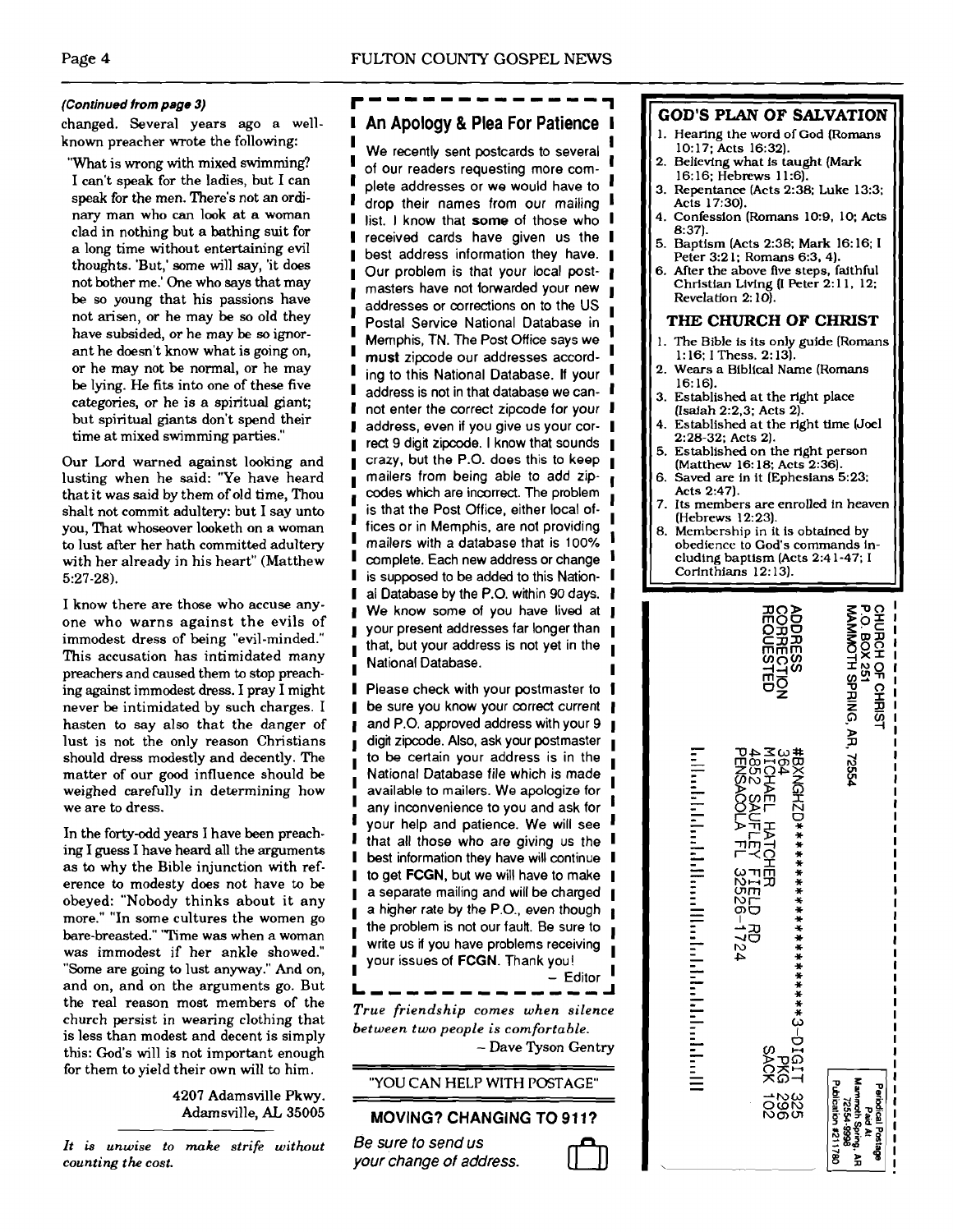*(Continued from page 3)*

changed. Several years ago a well-known preacher wrote the following:

"What is wrong with mixed swimming? I can't speak for the ladies, but I can speak for the men. There's not an ordinary man who can look at a woman clad in nothing but a bathing suit for a long time without entertaining evil thoughts. 'But,' some will say, 'it does not bother me.' One who says that may be so young that his passions have not arisen, or he may be so old they have subsided, or he may be so ignorant he doesn't know what is going on, or he may not be normal, or he may be lying. He fits into one of these five categories, or he is a spiritual giant; but spiritual giants don't spend their time at mixed swimming parties."

Our Lord warned against looking and lusting when he said: "Ye have heard that it was said by them of old time, Thou shalt not commit adultery: but I say unto you, That whosoever looketh on a woman to lust after her hath committed adultery with her already in his heart" (Matthew 5:27-28).

I know there are those who accuse anyone who warns against the evils of immodest dress of being "evil-minded." This accusation has intimidated many preachers and caused them to stop preaching against immodest dress. I pray I might never be intimidated by such charges. I hasten to say also that the danger of lust is not the only reason Christians should dress modestly and decently. The matter of our good influence should be weighed carefully in determining how we are to dress.

In the forty-odd years I have been preaching I guess I have heard all the arguments as to why the Bible injunction with reference to modesty does not have to be obeyed: "Nobody thinks about it any more." "In some cultures the women go bare-breasted." "Time was when a woman was immodest if her ankle showed." "Some are going to lust anyway." And on, and on, and on the arguments go. But the real reason most members of the church persist in wearing clothing that is less than modest and decent is simply this: God's will is not important enough for them to yield their own will to him.

4207 Adamsville Pkwy.
Adamsville, AL 35005

*It is unwise to make strife without counting the cost.*

## An Apology & Plea For Patience

We recently sent postcards to several of our readers requesting more complete addresses or we would have to drop their names from our mailing list. I know that **some** of those who received cards have given us the best address information they have. Our problem is that your local postmasters have not forwarded your new addresses or corrections on to the US Postal Service National Database in Memphis, TN. The Post Office says we **must** zipcode our addresses according to this National Database. If your address is not in that database we cannot enter the correct zipcode for your address, even if you give us your correct 9 digit zipcode. I know that sounds crazy, but the P.O. does this to keep mailers from being able to add zipcodes which are incorrect. The problem is that the Post Office, either local offices or in Memphis, are not providing mailers with a database that is 100% complete. Each new address or change is supposed to be added to this National Database by the P.O. within 90 days. We know some of you have lived at your present addresses far longer than that, but your address is not yet in the National Database.

Please check with your postmaster to be sure you know your correct current and P.O. approved address with your 9 digit zipcode. Also, ask your postmaster to be certain your address is in the National Database file which is made available to mailers. We apologize for any inconvenience to you and ask for your help and patience. We will see that all those who are giving us the best information they have will continue to get **FCGN**, but we will have to make a separate mailing and will be charged a higher rate by the P.O., even though the problem is not our fault. Be sure to write us if you have problems receiving your issues of **FCGN**. Thank you!

– Editor

*True friendship comes when silence between two people is comfortable.*
– Dave Tyson Gentry

"YOU CAN HELP WITH POSTAGE"

**MOVING? CHANGING TO 911?**

*Be sure to send us your change of address.*

## GOD'S PLAN OF SALVATION

1. Hearing the word of God (Romans 10:17; Acts 16:32).
2. Believing what is taught (Mark 16:16; Hebrews 11:6).
3. Repentance (Acts 2:38; Luke 13:3; Acts 17:30).
4. Confession (Romans 10:9, 10; Acts 8:37).
5. Baptism (Acts 2:38; Mark 16:16; I Peter 3:21; Romans 6:3, 4).
6. After the above five steps, faithful Christian Living (I Peter 2:11, 12; Revelation 2:10).

## THE CHURCH OF CHRIST

1. The Bible is its only guide (Romans 1:16; I Thess. 2:13).
2. Wears a Biblical Name (Romans 16:16).
3. Established at the right place (Isaiah 2:2,3; Acts 2).
4. Established at the right time (Joel 2:28-32; Acts 2).
5. Established on the right person (Matthew 16:18; Acts 2:36).
6. Saved are in it (Ephesians 5:23; Acts 2:47).
7. Its members are enrolled in heaven (Hebrews 12:23).
8. Membership in it is obtained by obedience to God's commands including baptism (Acts 2:41-47; I Corinthians 12:13).

CHURCH OF CHRIST
P.O. BOX 251
MAMMOTH SPRING, AR 72554

ADDRESS
CORRECTION
REQUESTED

Periodical Postage
Paid At
Mammoth Spring, AR
72554-9998
Publication #211780

#BXNGHZD*******************3-DIGIT 325
364 PKG 296
MICHAEL HATCHER SACK 102
4852 SAUFLEY FIELD RD
PENSACOLA FL 32526-1724